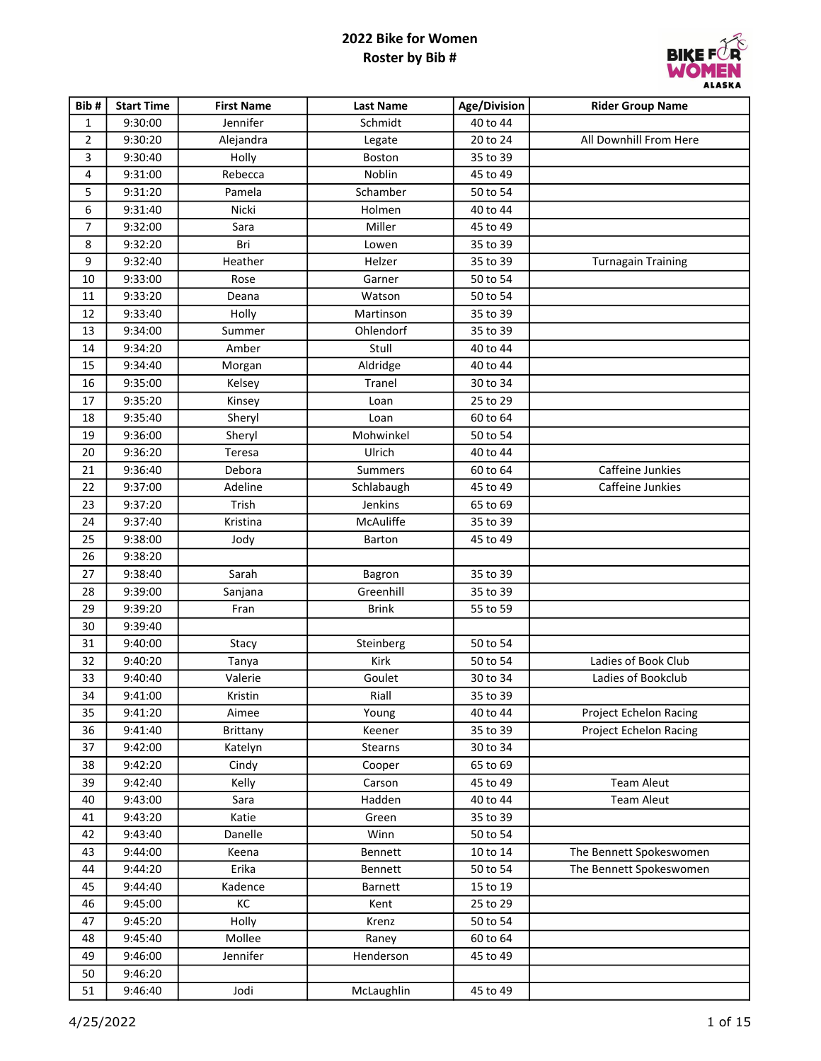# 2022 Bike for Women

## Roster by Bib #

| Bib # | Start Time | First Name | Last Name | Age/Division | Rider Group Name |
|---|---|---|---|---|---|
| 1 | 9:30:00 | Jennifer | Schmidt | 40 to 44 | |
| 2 | 9:30:20 | Alejandra | Legate | 20 to 24 | All Downhill From Here |
| 3 | 9:30:40 | Holly | Boston | 35 to 39 | |
| 4 | 9:31:00 | Rebecca | Noblin | 45 to 49 | |
| 5 | 9:31:20 | Pamela | Schamber | 50 to 54 | |
| 6 | 9:31:40 | Nicki | Holmen | 40 to 44 | |
| 7 | 9:32:00 | Sara | Miller | 45 to 49 | |
| 8 | 9:32:20 | Bri | Lowen | 35 to 39 | |
| 9 | 9:32:40 | Heather | Helzer | 35 to 39 | Turnagain Training |
| 10 | 9:33:00 | Rose | Garner | 50 to 54 | |
| 11 | 9:33:20 | Deana | Watson | 50 to 54 | |
| 12 | 9:33:40 | Holly | Martinson | 35 to 39 | |
| 13 | 9:34:00 | Summer | Ohlendorf | 35 to 39 | |
| 14 | 9:34:20 | Amber | Stull | 40 to 44 | |
| 15 | 9:34:40 | Morgan | Aldridge | 40 to 44 | |
| 16 | 9:35:00 | Kelsey | Tranel | 30 to 34 | |
| 17 | 9:35:20 | Kinsey | Loan | 25 to 29 | |
| 18 | 9:35:40 | Sheryl | Loan | 60 to 64 | |
| 19 | 9:36:00 | Sheryl | Mohwinkel | 50 to 54 | |
| 20 | 9:36:20 | Teresa | Ulrich | 40 to 44 | |
| 21 | 9:36:40 | Debora | Summers | 60 to 64 | Caffeine Junkies |
| 22 | 9:37:00 | Adeline | Schlabaugh | 45 to 49 | Caffeine Junkies |
| 23 | 9:37:20 | Trish | Jenkins | 65 to 69 | |
| 24 | 9:37:40 | Kristina | McAuliffe | 35 to 39 | |
| 25 | 9:38:00 | Jody | Barton | 45 to 49 | |
| 26 | 9:38:20 | | | | |
| 27 | 9:38:40 | Sarah | Bagron | 35 to 39 | |
| 28 | 9:39:00 | Sanjana | Greenhill | 35 to 39 | |
| 29 | 9:39:20 | Fran | Brink | 55 to 59 | |
| 30 | 9:39:40 | | | | |
| 31 | 9:40:00 | Stacy | Steinberg | 50 to 54 | |
| 32 | 9:40:20 | Tanya | Kirk | 50 to 54 | Ladies of Book Club |
| 33 | 9:40:40 | Valerie | Goulet | 30 to 34 | Ladies of Bookclub |
| 34 | 9:41:00 | Kristin | Riall | 35 to 39 | |
| 35 | 9:41:20 | Aimee | Young | 40 to 44 | Project Echelon Racing |
| 36 | 9:41:40 | Brittany | Keener | 35 to 39 | Project Echelon Racing |
| 37 | 9:42:00 | Katelyn | Stearns | 30 to 34 | |
| 38 | 9:42:20 | Cindy | Cooper | 65 to 69 | |
| 39 | 9:42:40 | Kelly | Carson | 45 to 49 | Team Aleut |
| 40 | 9:43:00 | Sara | Hadden | 40 to 44 | Team Aleut |
| 41 | 9:43:20 | Katie | Green | 35 to 39 | |
| 42 | 9:43:40 | Danelle | Winn | 50 to 54 | |
| 43 | 9:44:00 | Keena | Bennett | 10 to 14 | The Bennett Spokeswomen |
| 44 | 9:44:20 | Erika | Bennett | 50 to 54 | The Bennett Spokeswomen |
| 45 | 9:44:40 | Kadence | Barnett | 15 to 19 | |
| 46 | 9:45:00 | KC | Kent | 25 to 29 | |
| 47 | 9:45:20 | Holly | Krenz | 50 to 54 | |
| 48 | 9:45:40 | Mollee | Raney | 60 to 64 | |
| 49 | 9:46:00 | Jennifer | Henderson | 45 to 49 | |
| 50 | 9:46:20 | | | | |
| 51 | 9:46:40 | Jodi | McLaughlin | 45 to 49 | |

4/25/2022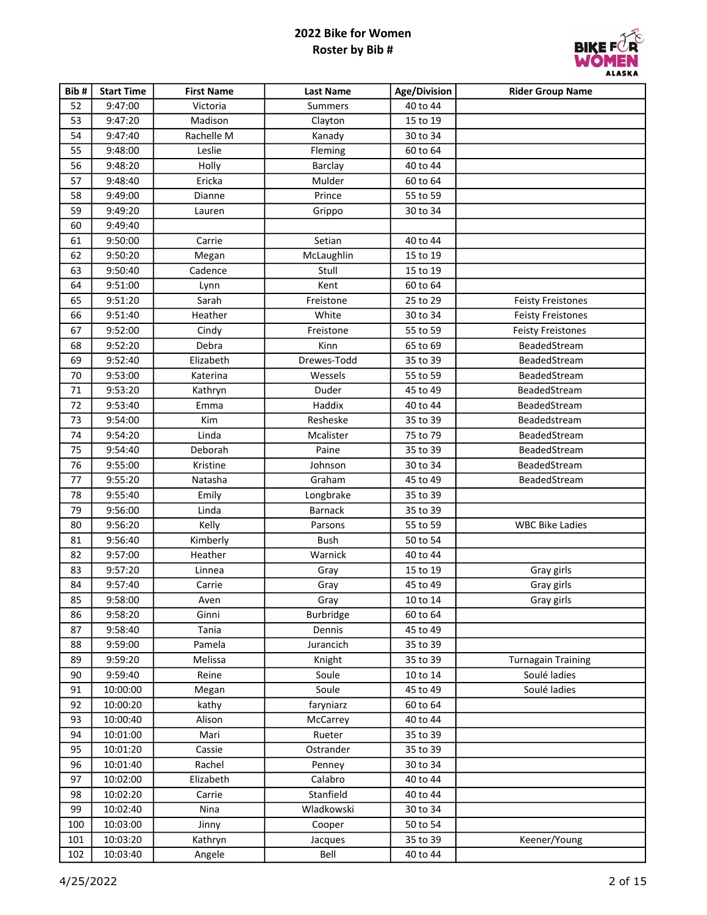# 2022 Bike for Women
## Roster by Bib #

| Bib # | Start Time | First Name | Last Name | Age/Division | Rider Group Name |
|---|---|---|---|---|---|
| 52 | 9:47:00 | Victoria | Summers | 40 to 44 | |
| 53 | 9:47:20 | Madison | Clayton | 15 to 19 | |
| 54 | 9:47:40 | Rachelle M | Kanady | 30 to 34 | |
| 55 | 9:48:00 | Leslie | Fleming | 60 to 64 | |
| 56 | 9:48:20 | Holly | Barclay | 40 to 44 | |
| 57 | 9:48:40 | Ericka | Mulder | 60 to 64 | |
| 58 | 9:49:00 | Dianne | Prince | 55 to 59 | |
| 59 | 9:49:20 | Lauren | Grippo | 30 to 34 | |
| 60 | 9:49:40 | | | | |
| 61 | 9:50:00 | Carrie | Setian | 40 to 44 | |
| 62 | 9:50:20 | Megan | McLaughlin | 15 to 19 | |
| 63 | 9:50:40 | Cadence | Stull | 15 to 19 | |
| 64 | 9:51:00 | Lynn | Kent | 60 to 64 | |
| 65 | 9:51:20 | Sarah | Freistone | 25 to 29 | Feisty Freistones |
| 66 | 9:51:40 | Heather | White | 30 to 34 | Feisty Freistones |
| 67 | 9:52:00 | Cindy | Freistone | 55 to 59 | Feisty Freistones |
| 68 | 9:52:20 | Debra | Kinn | 65 to 69 | BeadedStream |
| 69 | 9:52:40 | Elizabeth | Drewes-Todd | 35 to 39 | BeadedStream |
| 70 | 9:53:00 | Katerina | Wessels | 55 to 59 | BeadedStream |
| 71 | 9:53:20 | Kathryn | Duder | 45 to 49 | BeadedStream |
| 72 | 9:53:40 | Emma | Haddix | 40 to 44 | BeadedStream |
| 73 | 9:54:00 | Kim | Resheske | 35 to 39 | Beadedstream |
| 74 | 9:54:20 | Linda | Mcalister | 75 to 79 | BeadedStream |
| 75 | 9:54:40 | Deborah | Paine | 35 to 39 | BeadedStream |
| 76 | 9:55:00 | Kristine | Johnson | 30 to 34 | BeadedStream |
| 77 | 9:55:20 | Natasha | Graham | 45 to 49 | BeadedStream |
| 78 | 9:55:40 | Emily | Longbrake | 35 to 39 | |
| 79 | 9:56:00 | Linda | Barnack | 35 to 39 | |
| 80 | 9:56:20 | Kelly | Parsons | 55 to 59 | WBC Bike Ladies |
| 81 | 9:56:40 | Kimberly | Bush | 50 to 54 | |
| 82 | 9:57:00 | Heather | Warnick | 40 to 44 | |
| 83 | 9:57:20 | Linnea | Gray | 15 to 19 | Gray girls |
| 84 | 9:57:40 | Carrie | Gray | 45 to 49 | Gray girls |
| 85 | 9:58:00 | Aven | Gray | 10 to 14 | Gray girls |
| 86 | 9:58:20 | Ginni | Burbridge | 60 to 64 | |
| 87 | 9:58:40 | Tania | Dennis | 45 to 49 | |
| 88 | 9:59:00 | Pamela | Jurancich | 35 to 39 | |
| 89 | 9:59:20 | Melissa | Knight | 35 to 39 | Turnagain Training |
| 90 | 9:59:40 | Reine | Soule | 10 to 14 | Soulé ladies |
| 91 | 10:00:00 | Megan | Soule | 45 to 49 | Soulé ladies |
| 92 | 10:00:20 | kathy | faryniarz | 60 to 64 | |
| 93 | 10:00:40 | Alison | McCarrey | 40 to 44 | |
| 94 | 10:01:00 | Mari | Rueter | 35 to 39 | |
| 95 | 10:01:20 | Cassie | Ostrander | 35 to 39 | |
| 96 | 10:01:40 | Rachel | Penney | 30 to 34 | |
| 97 | 10:02:00 | Elizabeth | Calabro | 40 to 44 | |
| 98 | 10:02:20 | Carrie | Stanfield | 40 to 44 | |
| 99 | 10:02:40 | Nina | Wladkowski | 30 to 34 | |
| 100 | 10:03:00 | Jinny | Cooper | 50 to 54 | |
| 101 | 10:03:20 | Kathryn | Jacques | 35 to 39 | Keener/Young |
| 102 | 10:03:40 | Angele | Bell | 40 to 44 | |

4/25/2022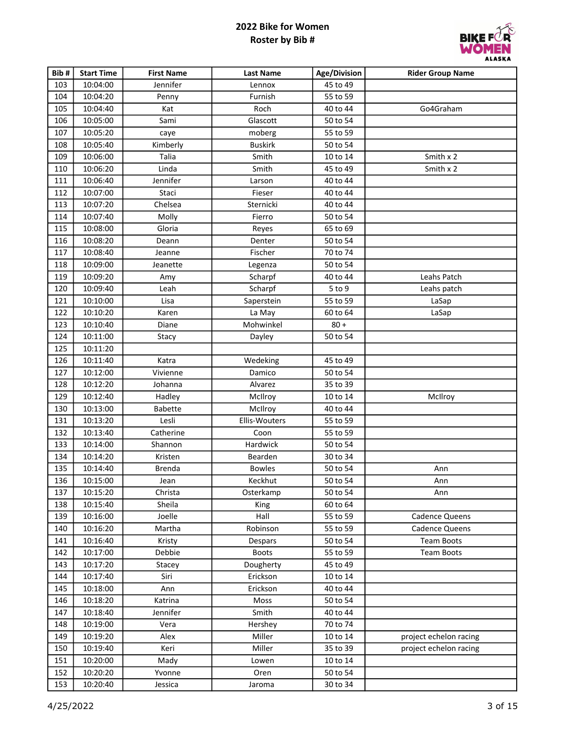# 2022 Bike for Women
## Roster by Bib #

| Bib # | Start Time | First Name | Last Name | Age/Division | Rider Group Name |
|---|---|---|---|---|---|
| 103 | 10:04:00 | Jennifer | Lennox | 45 to 49 | |
| 104 | 10:04:20 | Penny | Furnish | 55 to 59 | |
| 105 | 10:04:40 | Kat | Roch | 40 to 44 | Go4Graham |
| 106 | 10:05:00 | Sami | Glascott | 50 to 54 | |
| 107 | 10:05:20 | caye | moberg | 55 to 59 | |
| 108 | 10:05:40 | Kimberly | Buskirk | 50 to 54 | |
| 109 | 10:06:00 | Talia | Smith | 10 to 14 | Smith x 2 |
| 110 | 10:06:20 | Linda | Smith | 45 to 49 | Smith x 2 |
| 111 | 10:06:40 | Jennifer | Larson | 40 to 44 | |
| 112 | 10:07:00 | Staci | Fieser | 40 to 44 | |
| 113 | 10:07:20 | Chelsea | Sternicki | 40 to 44 | |
| 114 | 10:07:40 | Molly | Fierro | 50 to 54 | |
| 115 | 10:08:00 | Gloria | Reyes | 65 to 69 | |
| 116 | 10:08:20 | Deann | Denter | 50 to 54 | |
| 117 | 10:08:40 | Jeanne | Fischer | 70 to 74 | |
| 118 | 10:09:00 | Jeanette | Legenza | 50 to 54 | |
| 119 | 10:09:20 | Amy | Scharpf | 40 to 44 | Leahs Patch |
| 120 | 10:09:40 | Leah | Scharpf | 5 to 9 | Leahs patch |
| 121 | 10:10:00 | Lisa | Saperstein | 55 to 59 | LaSap |
| 122 | 10:10:20 | Karen | La May | 60 to 64 | LaSap |
| 123 | 10:10:40 | Diane | Mohwinkel | 80 + | |
| 124 | 10:11:00 | Stacy | Dayley | 50 to 54 | |
| 125 | 10:11:20 | | | | |
| 126 | 10:11:40 | Katra | Wedeking | 45 to 49 | |
| 127 | 10:12:00 | Vivienne | Damico | 50 to 54 | |
| 128 | 10:12:20 | Johanna | Alvarez | 35 to 39 | |
| 129 | 10:12:40 | Hadley | McIlroy | 10 to 14 | McIlroy |
| 130 | 10:13:00 | Babette | McIlroy | 40 to 44 | |
| 131 | 10:13:20 | Lesli | Ellis-Wouters | 55 to 59 | |
| 132 | 10:13:40 | Catherine | Coon | 55 to 59 | |
| 133 | 10:14:00 | Shannon | Hardwick | 50 to 54 | |
| 134 | 10:14:20 | Kristen | Bearden | 30 to 34 | |
| 135 | 10:14:40 | Brenda | Bowles | 50 to 54 | Ann |
| 136 | 10:15:00 | Jean | Keckhut | 50 to 54 | Ann |
| 137 | 10:15:20 | Christa | Osterkamp | 50 to 54 | Ann |
| 138 | 10:15:40 | Sheila | King | 60 to 64 | |
| 139 | 10:16:00 | Joelle | Hall | 55 to 59 | Cadence Queens |
| 140 | 10:16:20 | Martha | Robinson | 55 to 59 | Cadence Queens |
| 141 | 10:16:40 | Kristy | Despars | 50 to 54 | Team Boots |
| 142 | 10:17:00 | Debbie | Boots | 55 to 59 | Team Boots |
| 143 | 10:17:20 | Stacey | Dougherty | 45 to 49 | |
| 144 | 10:17:40 | Siri | Erickson | 10 to 14 | |
| 145 | 10:18:00 | Ann | Erickson | 40 to 44 | |
| 146 | 10:18:20 | Katrina | Moss | 50 to 54 | |
| 147 | 10:18:40 | Jennifer | Smith | 40 to 44 | |
| 148 | 10:19:00 | Vera | Hershey | 70 to 74 | |
| 149 | 10:19:20 | Alex | Miller | 10 to 14 | project echelon racing |
| 150 | 10:19:40 | Keri | Miller | 35 to 39 | project echelon racing |
| 151 | 10:20:00 | Mady | Lowen | 10 to 14 | |
| 152 | 10:20:20 | Yvonne | Oren | 50 to 54 | |
| 153 | 10:20:40 | Jessica | Jaroma | 30 to 34 | |

4/25/2022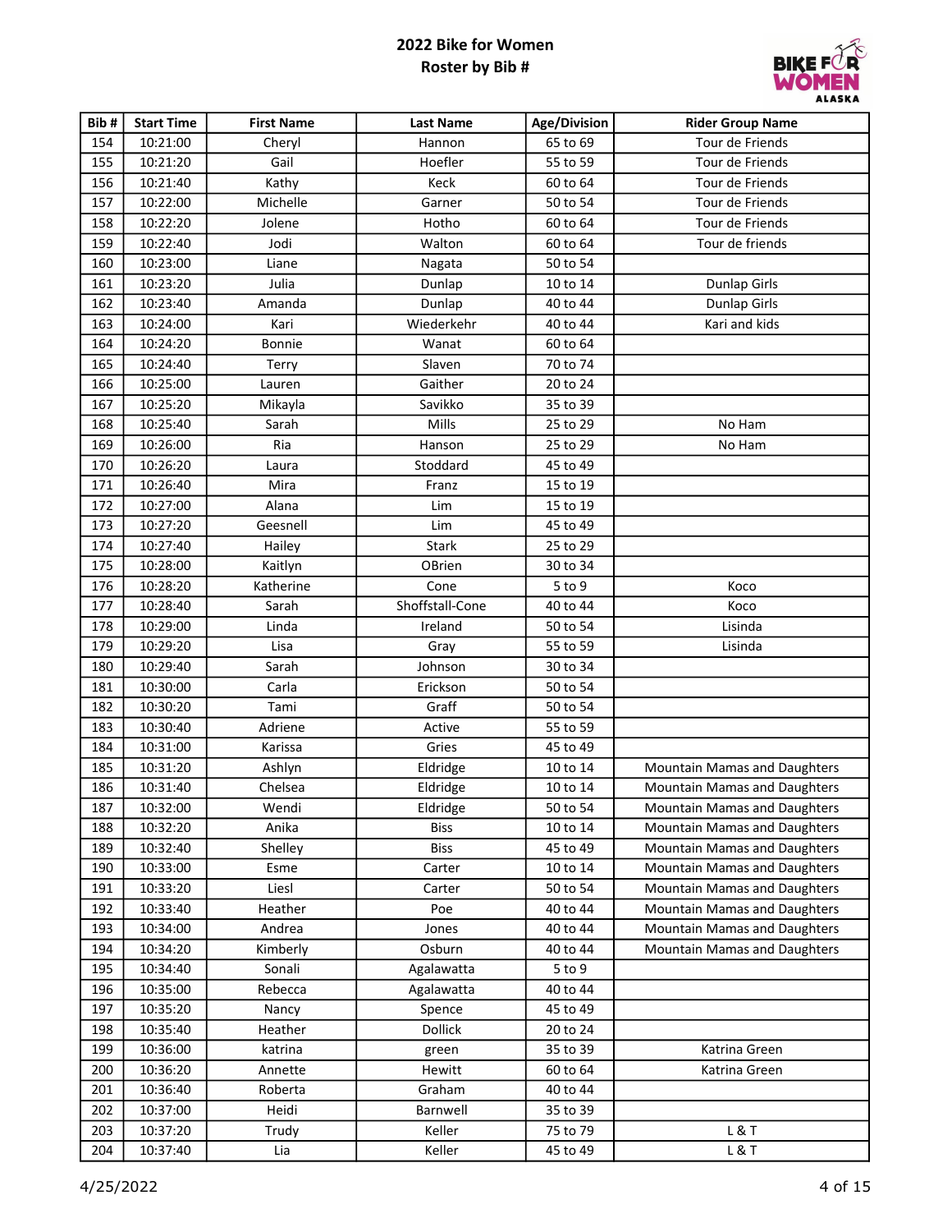# 2022 Bike for Women
## Roster by Bib #

| Bib # | Start Time | First Name | Last Name | Age/Division | Rider Group Name |
|---|---|---|---|---|---|
| 154 | 10:21:00 | Cheryl | Hannon | 65 to 69 | Tour de Friends |
| 155 | 10:21:20 | Gail | Hoefler | 55 to 59 | Tour de Friends |
| 156 | 10:21:40 | Kathy | Keck | 60 to 64 | Tour de Friends |
| 157 | 10:22:00 | Michelle | Garner | 50 to 54 | Tour de Friends |
| 158 | 10:22:20 | Jolene | Hotho | 60 to 64 | Tour de Friends |
| 159 | 10:22:40 | Jodi | Walton | 60 to 64 | Tour de friends |
| 160 | 10:23:00 | Liane | Nagata | 50 to 54 | |
| 161 | 10:23:20 | Julia | Dunlap | 10 to 14 | Dunlap Girls |
| 162 | 10:23:40 | Amanda | Dunlap | 40 to 44 | Dunlap Girls |
| 163 | 10:24:00 | Kari | Wiederkehr | 40 to 44 | Kari and kids |
| 164 | 10:24:20 | Bonnie | Wanat | 60 to 64 | |
| 165 | 10:24:40 | Terry | Slaven | 70 to 74 | |
| 166 | 10:25:00 | Lauren | Gaither | 20 to 24 | |
| 167 | 10:25:20 | Mikayla | Savikko | 35 to 39 | |
| 168 | 10:25:40 | Sarah | Mills | 25 to 29 | No Ham |
| 169 | 10:26:00 | Ria | Hanson | 25 to 29 | No Ham |
| 170 | 10:26:20 | Laura | Stoddard | 45 to 49 | |
| 171 | 10:26:40 | Mira | Franz | 15 to 19 | |
| 172 | 10:27:00 | Alana | Lim | 15 to 19 | |
| 173 | 10:27:20 | Geesnell | Lim | 45 to 49 | |
| 174 | 10:27:40 | Hailey | Stark | 25 to 29 | |
| 175 | 10:28:00 | Kaitlyn | OBrien | 30 to 34 | |
| 176 | 10:28:20 | Katherine | Cone | 5 to 9 | Koco |
| 177 | 10:28:40 | Sarah | Shoffstall-Cone | 40 to 44 | Koco |
| 178 | 10:29:00 | Linda | Ireland | 50 to 54 | Lisinda |
| 179 | 10:29:20 | Lisa | Gray | 55 to 59 | Lisinda |
| 180 | 10:29:40 | Sarah | Johnson | 30 to 34 | |
| 181 | 10:30:00 | Carla | Erickson | 50 to 54 | |
| 182 | 10:30:20 | Tami | Graff | 50 to 54 | |
| 183 | 10:30:40 | Adriene | Active | 55 to 59 | |
| 184 | 10:31:00 | Karissa | Gries | 45 to 49 | |
| 185 | 10:31:20 | Ashlyn | Eldridge | 10 to 14 | Mountain Mamas and Daughters |
| 186 | 10:31:40 | Chelsea | Eldridge | 10 to 14 | Mountain Mamas and Daughters |
| 187 | 10:32:00 | Wendi | Eldridge | 50 to 54 | Mountain Mamas and Daughters |
| 188 | 10:32:20 | Anika | Biss | 10 to 14 | Mountain Mamas and Daughters |
| 189 | 10:32:40 | Shelley | Biss | 45 to 49 | Mountain Mamas and Daughters |
| 190 | 10:33:00 | Esme | Carter | 10 to 14 | Mountain Mamas and Daughters |
| 191 | 10:33:20 | Liesl | Carter | 50 to 54 | Mountain Mamas and Daughters |
| 192 | 10:33:40 | Heather | Poe | 40 to 44 | Mountain Mamas and Daughters |
| 193 | 10:34:00 | Andrea | Jones | 40 to 44 | Mountain Mamas and Daughters |
| 194 | 10:34:20 | Kimberly | Osburn | 40 to 44 | Mountain Mamas and Daughters |
| 195 | 10:34:40 | Sonali | Agalawatta | 5 to 9 | |
| 196 | 10:35:00 | Rebecca | Agalawatta | 40 to 44 | |
| 197 | 10:35:20 | Nancy | Spence | 45 to 49 | |
| 198 | 10:35:40 | Heather | Dollick | 20 to 24 | |
| 199 | 10:36:00 | katrina | green | 35 to 39 | Katrina Green |
| 200 | 10:36:20 | Annette | Hewitt | 60 to 64 | Katrina Green |
| 201 | 10:36:40 | Roberta | Graham | 40 to 44 | |
| 202 | 10:37:00 | Heidi | Barnwell | 35 to 39 | |
| 203 | 10:37:20 | Trudy | Keller | 75 to 79 | L & T |
| 204 | 10:37:40 | Lia | Keller | 45 to 49 | L & T |

4/25/2022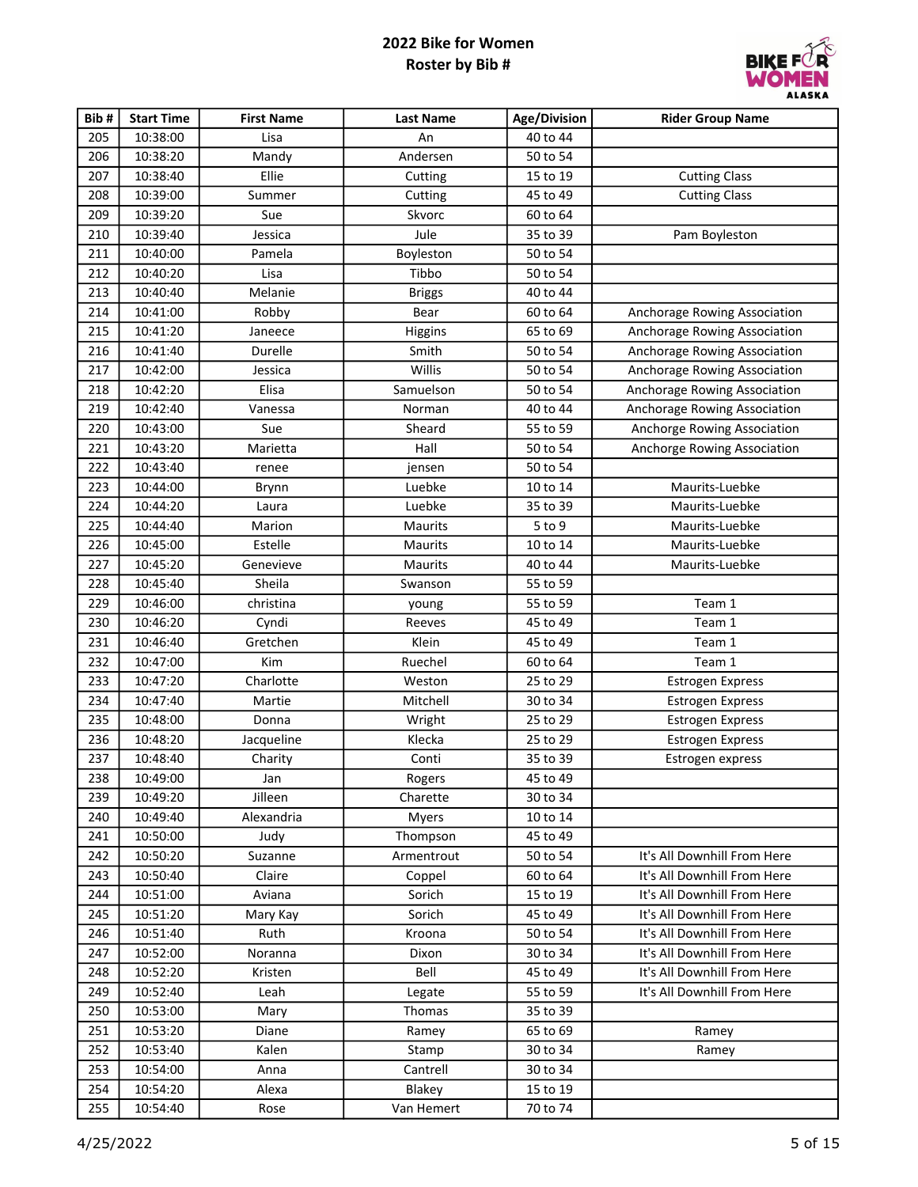# 2022 Bike for Women
## Roster by Bib #

| Bib # | Start Time | First Name | Last Name | Age/Division | Rider Group Name |
|---|---|---|---|---|---|
| 205 | 10:38:00 | Lisa | An | 40 to 44 | |
| 206 | 10:38:20 | Mandy | Andersen | 50 to 54 | |
| 207 | 10:38:40 | Ellie | Cutting | 15 to 19 | Cutting Class |
| 208 | 10:39:00 | Summer | Cutting | 45 to 49 | Cutting Class |
| 209 | 10:39:20 | Sue | Skvorc | 60 to 64 | |
| 210 | 10:39:40 | Jessica | Jule | 35 to 39 | Pam Boyleston |
| 211 | 10:40:00 | Pamela | Boyleston | 50 to 54 | |
| 212 | 10:40:20 | Lisa | Tibbo | 50 to 54 | |
| 213 | 10:40:40 | Melanie | Briggs | 40 to 44 | |
| 214 | 10:41:00 | Robby | Bear | 60 to 64 | Anchorage Rowing Association |
| 215 | 10:41:20 | Janeece | Higgins | 65 to 69 | Anchorage Rowing Association |
| 216 | 10:41:40 | Durelle | Smith | 50 to 54 | Anchorage Rowing Association |
| 217 | 10:42:00 | Jessica | Willis | 50 to 54 | Anchorage Rowing Association |
| 218 | 10:42:20 | Elisa | Samuelson | 50 to 54 | Anchorage Rowing Association |
| 219 | 10:42:40 | Vanessa | Norman | 40 to 44 | Anchorage Rowing Association |
| 220 | 10:43:00 | Sue | Sheard | 55 to 59 | Anchorge Rowing Association |
| 221 | 10:43:20 | Marietta | Hall | 50 to 54 | Anchorge Rowing Association |
| 222 | 10:43:40 | renee | jensen | 50 to 54 | |
| 223 | 10:44:00 | Brynn | Luebke | 10 to 14 | Maurits-Luebke |
| 224 | 10:44:20 | Laura | Luebke | 35 to 39 | Maurits-Luebke |
| 225 | 10:44:40 | Marion | Maurits | 5 to 9 | Maurits-Luebke |
| 226 | 10:45:00 | Estelle | Maurits | 10 to 14 | Maurits-Luebke |
| 227 | 10:45:20 | Genevieve | Maurits | 40 to 44 | Maurits-Luebke |
| 228 | 10:45:40 | Sheila | Swanson | 55 to 59 | |
| 229 | 10:46:00 | christina | young | 55 to 59 | Team 1 |
| 230 | 10:46:20 | Cyndi | Reeves | 45 to 49 | Team 1 |
| 231 | 10:46:40 | Gretchen | Klein | 45 to 49 | Team 1 |
| 232 | 10:47:00 | Kim | Ruechel | 60 to 64 | Team 1 |
| 233 | 10:47:20 | Charlotte | Weston | 25 to 29 | Estrogen Express |
| 234 | 10:47:40 | Martie | Mitchell | 30 to 34 | Estrogen Express |
| 235 | 10:48:00 | Donna | Wright | 25 to 29 | Estrogen Express |
| 236 | 10:48:20 | Jacqueline | Klecka | 25 to 29 | Estrogen Express |
| 237 | 10:48:40 | Charity | Conti | 35 to 39 | Estrogen express |
| 238 | 10:49:00 | Jan | Rogers | 45 to 49 | |
| 239 | 10:49:20 | Jilleen | Charette | 30 to 34 | |
| 240 | 10:49:40 | Alexandria | Myers | 10 to 14 | |
| 241 | 10:50:00 | Judy | Thompson | 45 to 49 | |
| 242 | 10:50:20 | Suzanne | Armentrout | 50 to 54 | It's All Downhill From Here |
| 243 | 10:50:40 | Claire | Coppel | 60 to 64 | It's All Downhill From Here |
| 244 | 10:51:00 | Aviana | Sorich | 15 to 19 | It's All Downhill From Here |
| 245 | 10:51:20 | Mary Kay | Sorich | 45 to 49 | It's All Downhill From Here |
| 246 | 10:51:40 | Ruth | Kroona | 50 to 54 | It's All Downhill From Here |
| 247 | 10:52:00 | Noranna | Dixon | 30 to 34 | It's All Downhill From Here |
| 248 | 10:52:20 | Kristen | Bell | 45 to 49 | It's All Downhill From Here |
| 249 | 10:52:40 | Leah | Legate | 55 to 59 | It's All Downhill From Here |
| 250 | 10:53:00 | Mary | Thomas | 35 to 39 | |
| 251 | 10:53:20 | Diane | Ramey | 65 to 69 | Ramey |
| 252 | 10:53:40 | Kalen | Stamp | 30 to 34 | Ramey |
| 253 | 10:54:00 | Anna | Cantrell | 30 to 34 | |
| 254 | 10:54:20 | Alexa | Blakey | 15 to 19 | |
| 255 | 10:54:40 | Rose | Van Hemert | 70 to 74 | |

4/25/2022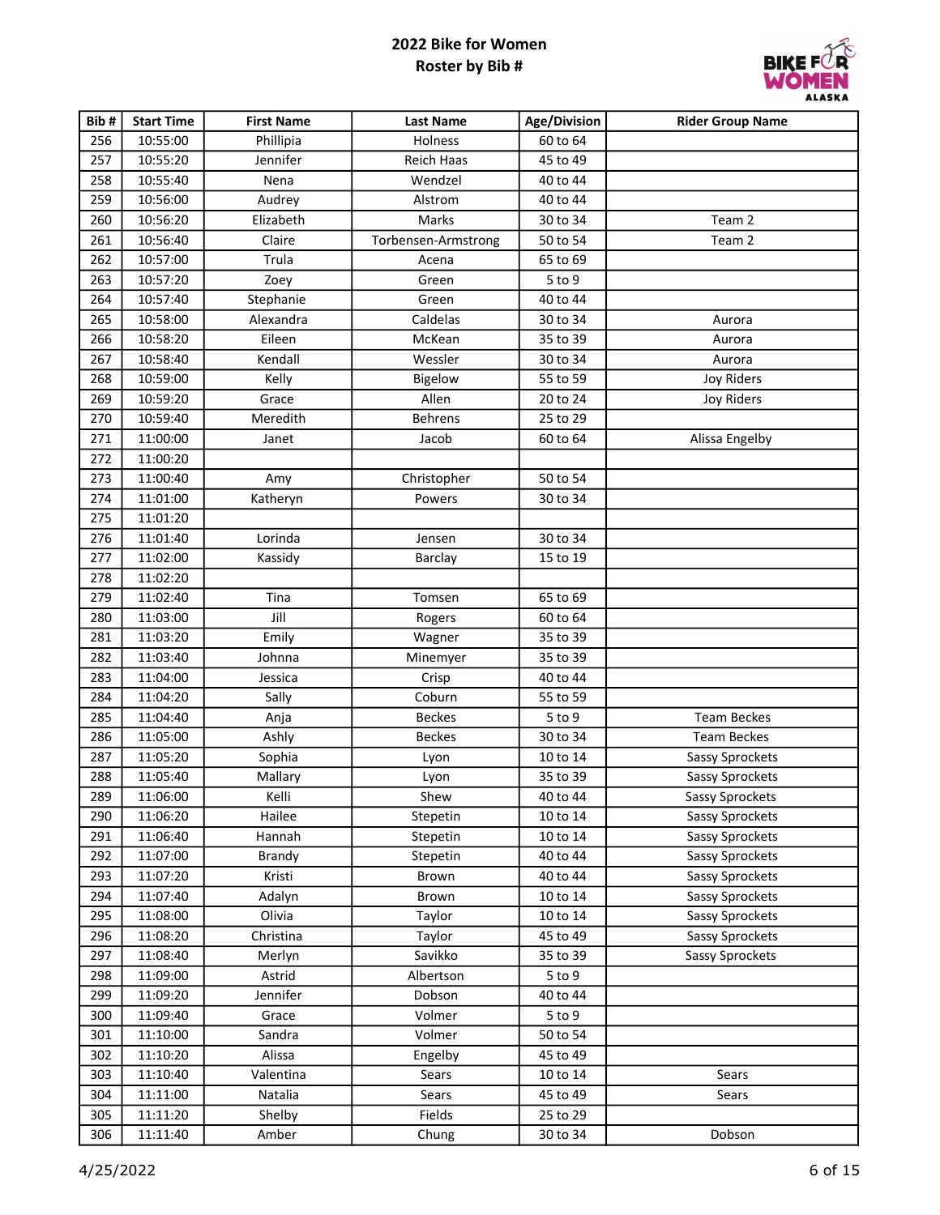# 2022 Bike for Women

## Roster by Bib #

| Bib # | Start Time | First Name | Last Name | Age/Division | Rider Group Name |
|---|---|---|---|---|---|
| 256 | 10:55:00 | Phillipia | Holness | 60 to 64 | |
| 257 | 10:55:20 | Jennifer | Reich Haas | 45 to 49 | |
| 258 | 10:55:40 | Nena | Wendzel | 40 to 44 | |
| 259 | 10:56:00 | Audrey | Alstrom | 40 to 44 | |
| 260 | 10:56:20 | Elizabeth | Marks | 30 to 34 | Team 2 |
| 261 | 10:56:40 | Claire | Torbensen-Armstrong | 50 to 54 | Team 2 |
| 262 | 10:57:00 | Trula | Acena | 65 to 69 | |
| 263 | 10:57:20 | Zoey | Green | 5 to 9 | |
| 264 | 10:57:40 | Stephanie | Green | 40 to 44 | |
| 265 | 10:58:00 | Alexandra | Caldelas | 30 to 34 | Aurora |
| 266 | 10:58:20 | Eileen | McKean | 35 to 39 | Aurora |
| 267 | 10:58:40 | Kendall | Wessler | 30 to 34 | Aurora |
| 268 | 10:59:00 | Kelly | Bigelow | 55 to 59 | Joy Riders |
| 269 | 10:59:20 | Grace | Allen | 20 to 24 | Joy Riders |
| 270 | 10:59:40 | Meredith | Behrens | 25 to 29 | |
| 271 | 11:00:00 | Janet | Jacob | 60 to 64 | Alissa Engelby |
| 272 | 11:00:20 | | | | |
| 273 | 11:00:40 | Amy | Christopher | 50 to 54 | |
| 274 | 11:01:00 | Katheryn | Powers | 30 to 34 | |
| 275 | 11:01:20 | | | | |
| 276 | 11:01:40 | Lorinda | Jensen | 30 to 34 | |
| 277 | 11:02:00 | Kassidy | Barclay | 15 to 19 | |
| 278 | 11:02:20 | | | | |
| 279 | 11:02:40 | Tina | Tomsen | 65 to 69 | |
| 280 | 11:03:00 | Jill | Rogers | 60 to 64 | |
| 281 | 11:03:20 | Emily | Wagner | 35 to 39 | |
| 282 | 11:03:40 | Johnna | Minemyer | 35 to 39 | |
| 283 | 11:04:00 | Jessica | Crisp | 40 to 44 | |
| 284 | 11:04:20 | Sally | Coburn | 55 to 59 | |
| 285 | 11:04:40 | Anja | Beckes | 5 to 9 | Team Beckes |
| 286 | 11:05:00 | Ashly | Beckes | 30 to 34 | Team Beckes |
| 287 | 11:05:20 | Sophia | Lyon | 10 to 14 | Sassy Sprockets |
| 288 | 11:05:40 | Mallary | Lyon | 35 to 39 | Sassy Sprockets |
| 289 | 11:06:00 | Kelli | Shew | 40 to 44 | Sassy Sprockets |
| 290 | 11:06:20 | Hailee | Stepetin | 10 to 14 | Sassy Sprockets |
| 291 | 11:06:40 | Hannah | Stepetin | 10 to 14 | Sassy Sprockets |
| 292 | 11:07:00 | Brandy | Stepetin | 40 to 44 | Sassy Sprockets |
| 293 | 11:07:20 | Kristi | Brown | 40 to 44 | Sassy Sprockets |
| 294 | 11:07:40 | Adalyn | Brown | 10 to 14 | Sassy Sprockets |
| 295 | 11:08:00 | Olivia | Taylor | 10 to 14 | Sassy Sprockets |
| 296 | 11:08:20 | Christina | Taylor | 45 to 49 | Sassy Sprockets |
| 297 | 11:08:40 | Merlyn | Savikko | 35 to 39 | Sassy Sprockets |
| 298 | 11:09:00 | Astrid | Albertson | 5 to 9 | |
| 299 | 11:09:20 | Jennifer | Dobson | 40 to 44 | |
| 300 | 11:09:40 | Grace | Volmer | 5 to 9 | |
| 301 | 11:10:00 | Sandra | Volmer | 50 to 54 | |
| 302 | 11:10:20 | Alissa | Engelby | 45 to 49 | |
| 303 | 11:10:40 | Valentina | Sears | 10 to 14 | Sears |
| 304 | 11:11:00 | Natalia | Sears | 45 to 49 | Sears |
| 305 | 11:11:20 | Shelby | Fields | 25 to 29 | |
| 306 | 11:11:40 | Amber | Chung | 30 to 34 | Dobson |

4/25/2022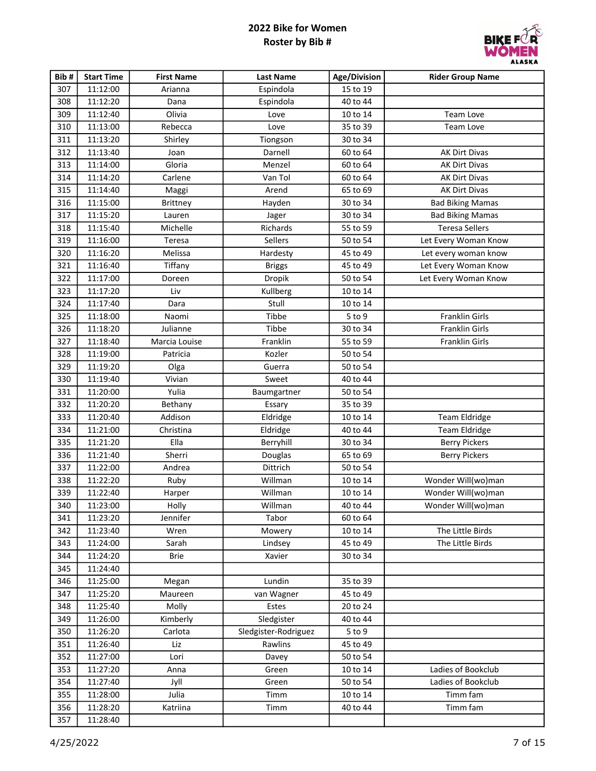# 2022 Bike for Women
## Roster by Bib #

| Bib # | Start Time | First Name | Last Name | Age/Division | Rider Group Name |
|---|---|---|---|---|---|
| 307 | 11:12:00 | Arianna | Espindola | 15 to 19 | |
| 308 | 11:12:20 | Dana | Espindola | 40 to 44 | |
| 309 | 11:12:40 | Olivia | Love | 10 to 14 | Team Love |
| 310 | 11:13:00 | Rebecca | Love | 35 to 39 | Team Love |
| 311 | 11:13:20 | Shirley | Tiongson | 30 to 34 | |
| 312 | 11:13:40 | Joan | Darnell | 60 to 64 | AK Dirt Divas |
| 313 | 11:14:00 | Gloria | Menzel | 60 to 64 | AK Dirt Divas |
| 314 | 11:14:20 | Carlene | Van Tol | 60 to 64 | AK Dirt Divas |
| 315 | 11:14:40 | Maggi | Arend | 65 to 69 | AK Dirt Divas |
| 316 | 11:15:00 | Brittney | Hayden | 30 to 34 | Bad Biking Mamas |
| 317 | 11:15:20 | Lauren | Jager | 30 to 34 | Bad Biking Mamas |
| 318 | 11:15:40 | Michelle | Richards | 55 to 59 | Teresa Sellers |
| 319 | 11:16:00 | Teresa | Sellers | 50 to 54 | Let Every Woman Know |
| 320 | 11:16:20 | Melissa | Hardesty | 45 to 49 | Let every woman know |
| 321 | 11:16:40 | Tiffany | Briggs | 45 to 49 | Let Every Woman Know |
| 322 | 11:17:00 | Doreen | Dropik | 50 to 54 | Let Every Woman Know |
| 323 | 11:17:20 | Liv | Kullberg | 10 to 14 | |
| 324 | 11:17:40 | Dara | Stull | 10 to 14 | |
| 325 | 11:18:00 | Naomi | Tibbe | 5 to 9 | Franklin Girls |
| 326 | 11:18:20 | Julianne | Tibbe | 30 to 34 | Franklin Girls |
| 327 | 11:18:40 | Marcia Louise | Franklin | 55 to 59 | Franklin Girls |
| 328 | 11:19:00 | Patricia | Kozler | 50 to 54 | |
| 329 | 11:19:20 | Olga | Guerra | 50 to 54 | |
| 330 | 11:19:40 | Vivian | Sweet | 40 to 44 | |
| 331 | 11:20:00 | Yulia | Baumgartner | 50 to 54 | |
| 332 | 11:20:20 | Bethany | Essary | 35 to 39 | |
| 333 | 11:20:40 | Addison | Eldridge | 10 to 14 | Team Eldridge |
| 334 | 11:21:00 | Christina | Eldridge | 40 to 44 | Team Eldridge |
| 335 | 11:21:20 | Ella | Berryhill | 30 to 34 | Berry Pickers |
| 336 | 11:21:40 | Sherri | Douglas | 65 to 69 | Berry Pickers |
| 337 | 11:22:00 | Andrea | Dittrich | 50 to 54 | |
| 338 | 11:22:20 | Ruby | Willman | 10 to 14 | Wonder Will(wo)man |
| 339 | 11:22:40 | Harper | Willman | 10 to 14 | Wonder Will(wo)man |
| 340 | 11:23:00 | Holly | Willman | 40 to 44 | Wonder Will(wo)man |
| 341 | 11:23:20 | Jennifer | Tabor | 60 to 64 | |
| 342 | 11:23:40 | Wren | Mowery | 10 to 14 | The Little Birds |
| 343 | 11:24:00 | Sarah | Lindsey | 45 to 49 | The Little Birds |
| 344 | 11:24:20 | Brie | Xavier | 30 to 34 | |
| 345 | 11:24:40 | | | | |
| 346 | 11:25:00 | Megan | Lundin | 35 to 39 | |
| 347 | 11:25:20 | Maureen | van Wagner | 45 to 49 | |
| 348 | 11:25:40 | Molly | Estes | 20 to 24 | |
| 349 | 11:26:00 | Kimberly | Sledgister | 40 to 44 | |
| 350 | 11:26:20 | Carlota | Sledgister-Rodriguez | 5 to 9 | |
| 351 | 11:26:40 | Liz | Rawlins | 45 to 49 | |
| 352 | 11:27:00 | Lori | Davey | 50 to 54 | |
| 353 | 11:27:20 | Anna | Green | 10 to 14 | Ladies of Bookclub |
| 354 | 11:27:40 | Jyll | Green | 50 to 54 | Ladies of Bookclub |
| 355 | 11:28:00 | Julia | Timm | 10 to 14 | Timm fam |
| 356 | 11:28:20 | Katriina | Timm | 40 to 44 | Timm fam |
| 357 | 11:28:40 | | | | |

4/25/2022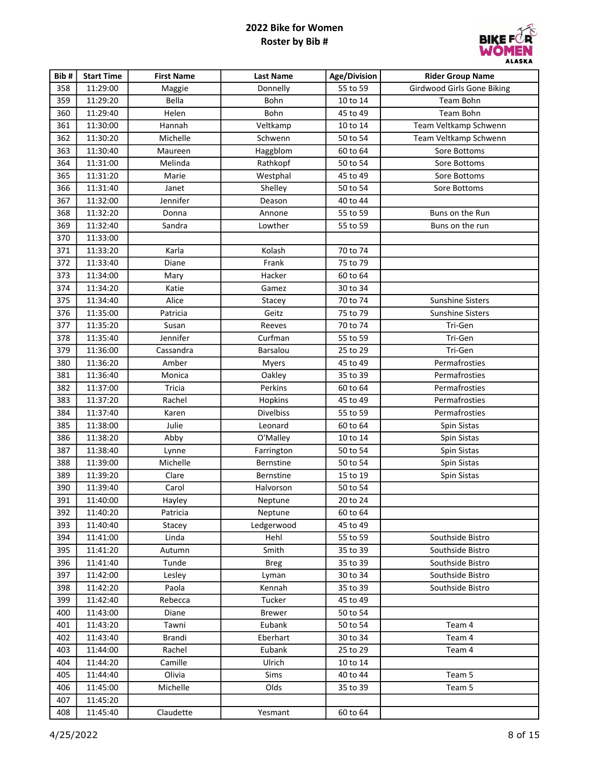# 2022 Bike for Women
## Roster by Bib #

| Bib # | Start Time | First Name | Last Name | Age/Division | Rider Group Name |
|---|---|---|---|---|---|
| 358 | 11:29:00 | Maggie | Donnelly | 55 to 59 | Girdwood Girls Gone Biking |
| 359 | 11:29:20 | Bella | Bohn | 10 to 14 | Team Bohn |
| 360 | 11:29:40 | Helen | Bohn | 45 to 49 | Team Bohn |
| 361 | 11:30:00 | Hannah | Veltkamp | 10 to 14 | Team Veltkamp Schwenn |
| 362 | 11:30:20 | Michelle | Schwenn | 50 to 54 | Team Veltkamp Schwenn |
| 363 | 11:30:40 | Maureen | Haggblom | 60 to 64 | Sore Bottoms |
| 364 | 11:31:00 | Melinda | Rathkopf | 50 to 54 | Sore Bottoms |
| 365 | 11:31:20 | Marie | Westphal | 45 to 49 | Sore Bottoms |
| 366 | 11:31:40 | Janet | Shelley | 50 to 54 | Sore Bottoms |
| 367 | 11:32:00 | Jennifer | Deason | 40 to 44 | |
| 368 | 11:32:20 | Donna | Annone | 55 to 59 | Buns on the Run |
| 369 | 11:32:40 | Sandra | Lowther | 55 to 59 | Buns on the run |
| 370 | 11:33:00 | | | | |
| 371 | 11:33:20 | Karla | Kolash | 70 to 74 | |
| 372 | 11:33:40 | Diane | Frank | 75 to 79 | |
| 373 | 11:34:00 | Mary | Hacker | 60 to 64 | |
| 374 | 11:34:20 | Katie | Gamez | 30 to 34 | |
| 375 | 11:34:40 | Alice | Stacey | 70 to 74 | Sunshine Sisters |
| 376 | 11:35:00 | Patricia | Geitz | 75 to 79 | Sunshine Sisters |
| 377 | 11:35:20 | Susan | Reeves | 70 to 74 | Tri-Gen |
| 378 | 11:35:40 | Jennifer | Curfman | 55 to 59 | Tri-Gen |
| 379 | 11:36:00 | Cassandra | Barsalou | 25 to 29 | Tri-Gen |
| 380 | 11:36:20 | Amber | Myers | 45 to 49 | Permafrosties |
| 381 | 11:36:40 | Monica | Oakley | 35 to 39 | Permafrosties |
| 382 | 11:37:00 | Tricia | Perkins | 60 to 64 | Permafrosties |
| 383 | 11:37:20 | Rachel | Hopkins | 45 to 49 | Permafrosties |
| 384 | 11:37:40 | Karen | Divelbiss | 55 to 59 | Permafrosties |
| 385 | 11:38:00 | Julie | Leonard | 60 to 64 | Spin Sistas |
| 386 | 11:38:20 | Abby | O'Malley | 10 to 14 | Spin Sistas |
| 387 | 11:38:40 | Lynne | Farrington | 50 to 54 | Spin Sistas |
| 388 | 11:39:00 | Michelle | Bernstine | 50 to 54 | Spin Sistas |
| 389 | 11:39:20 | Clare | Bernstine | 15 to 19 | Spin Sistas |
| 390 | 11:39:40 | Carol | Halvorson | 50 to 54 | |
| 391 | 11:40:00 | Hayley | Neptune | 20 to 24 | |
| 392 | 11:40:20 | Patricia | Neptune | 60 to 64 | |
| 393 | 11:40:40 | Stacey | Ledgerwood | 45 to 49 | |
| 394 | 11:41:00 | Linda | Hehl | 55 to 59 | Southside Bistro |
| 395 | 11:41:20 | Autumn | Smith | 35 to 39 | Southside Bistro |
| 396 | 11:41:40 | Tunde | Breg | 35 to 39 | Southside Bistro |
| 397 | 11:42:00 | Lesley | Lyman | 30 to 34 | Southside Bistro |
| 398 | 11:42:20 | Paola | Kennah | 35 to 39 | Southside Bistro |
| 399 | 11:42:40 | Rebecca | Tucker | 45 to 49 | |
| 400 | 11:43:00 | Diane | Brewer | 50 to 54 | |
| 401 | 11:43:20 | Tawni | Eubank | 50 to 54 | Team 4 |
| 402 | 11:43:40 | Brandi | Eberhart | 30 to 34 | Team 4 |
| 403 | 11:44:00 | Rachel | Eubank | 25 to 29 | Team 4 |
| 404 | 11:44:20 | Camille | Ulrich | 10 to 14 | |
| 405 | 11:44:40 | Olivia | Sims | 40 to 44 | Team 5 |
| 406 | 11:45:00 | Michelle | Olds | 35 to 39 | Team 5 |
| 407 | 11:45:20 | | | | |
| 408 | 11:45:40 | Claudette | Yesmant | 60 to 64 | |

4/25/2022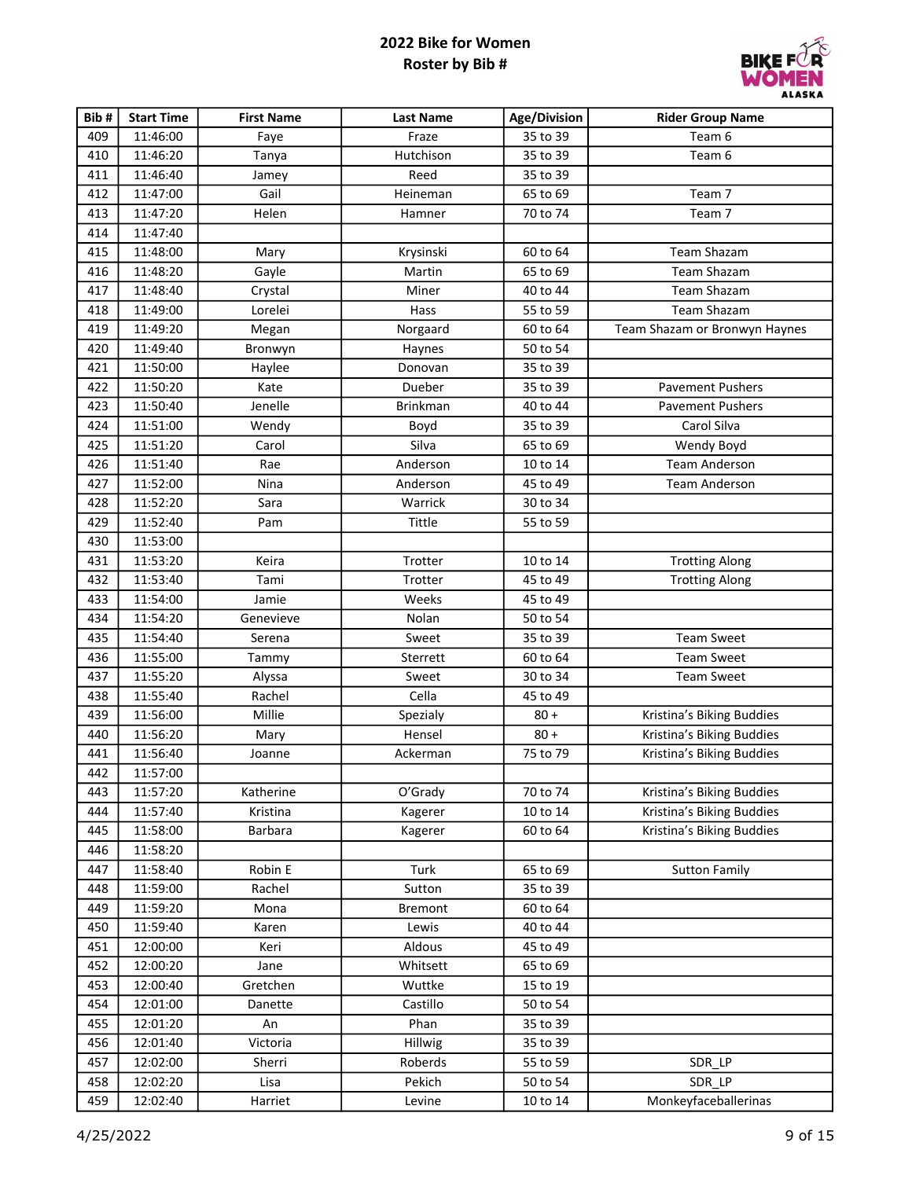# 2022 Bike for Women
## Roster by Bib #

| Bib # | Start Time | First Name | Last Name | Age/Division | Rider Group Name |
|---|---|---|---|---|---|
| 409 | 11:46:00 | Faye | Fraze | 35 to 39 | Team 6 |
| 410 | 11:46:20 | Tanya | Hutchison | 35 to 39 | Team 6 |
| 411 | 11:46:40 | Jamey | Reed | 35 to 39 | |
| 412 | 11:47:00 | Gail | Heineman | 65 to 69 | Team 7 |
| 413 | 11:47:20 | Helen | Hamner | 70 to 74 | Team 7 |
| 414 | 11:47:40 | | | | |
| 415 | 11:48:00 | Mary | Krysinski | 60 to 64 | Team Shazam |
| 416 | 11:48:20 | Gayle | Martin | 65 to 69 | Team Shazam |
| 417 | 11:48:40 | Crystal | Miner | 40 to 44 | Team Shazam |
| 418 | 11:49:00 | Lorelei | Hass | 55 to 59 | Team Shazam |
| 419 | 11:49:20 | Megan | Norgaard | 60 to 64 | Team Shazam or Bronwyn Haynes |
| 420 | 11:49:40 | Bronwyn | Haynes | 50 to 54 | |
| 421 | 11:50:00 | Haylee | Donovan | 35 to 39 | |
| 422 | 11:50:20 | Kate | Dueber | 35 to 39 | Pavement Pushers |
| 423 | 11:50:40 | Jenelle | Brinkman | 40 to 44 | Pavement Pushers |
| 424 | 11:51:00 | Wendy | Boyd | 35 to 39 | Carol Silva |
| 425 | 11:51:20 | Carol | Silva | 65 to 69 | Wendy Boyd |
| 426 | 11:51:40 | Rae | Anderson | 10 to 14 | Team Anderson |
| 427 | 11:52:00 | Nina | Anderson | 45 to 49 | Team Anderson |
| 428 | 11:52:20 | Sara | Warrick | 30 to 34 | |
| 429 | 11:52:40 | Pam | Tittle | 55 to 59 | |
| 430 | 11:53:00 | | | | |
| 431 | 11:53:20 | Keira | Trotter | 10 to 14 | Trotting Along |
| 432 | 11:53:40 | Tami | Trotter | 45 to 49 | Trotting Along |
| 433 | 11:54:00 | Jamie | Weeks | 45 to 49 | |
| 434 | 11:54:20 | Genevieve | Nolan | 50 to 54 | |
| 435 | 11:54:40 | Serena | Sweet | 35 to 39 | Team Sweet |
| 436 | 11:55:00 | Tammy | Sterrett | 60 to 64 | Team Sweet |
| 437 | 11:55:20 | Alyssa | Sweet | 30 to 34 | Team Sweet |
| 438 | 11:55:40 | Rachel | Cella | 45 to 49 | |
| 439 | 11:56:00 | Millie | Spezialy | 80 + | Kristina's Biking Buddies |
| 440 | 11:56:20 | Mary | Hensel | 80 + | Kristina's Biking Buddies |
| 441 | 11:56:40 | Joanne | Ackerman | 75 to 79 | Kristina's Biking Buddies |
| 442 | 11:57:00 | | | | |
| 443 | 11:57:20 | Katherine | O'Grady | 70 to 74 | Kristina's Biking Buddies |
| 444 | 11:57:40 | Kristina | Kagerer | 10 to 14 | Kristina's Biking Buddies |
| 445 | 11:58:00 | Barbara | Kagerer | 60 to 64 | Kristina's Biking Buddies |
| 446 | 11:58:20 | | | | |
| 447 | 11:58:40 | Robin E | Turk | 65 to 69 | Sutton Family |
| 448 | 11:59:00 | Rachel | Sutton | 35 to 39 | |
| 449 | 11:59:20 | Mona | Bremont | 60 to 64 | |
| 450 | 11:59:40 | Karen | Lewis | 40 to 44 | |
| 451 | 12:00:00 | Keri | Aldous | 45 to 49 | |
| 452 | 12:00:20 | Jane | Whitsett | 65 to 69 | |
| 453 | 12:00:40 | Gretchen | Wuttke | 15 to 19 | |
| 454 | 12:01:00 | Danette | Castillo | 50 to 54 | |
| 455 | 12:01:20 | An | Phan | 35 to 39 | |
| 456 | 12:01:40 | Victoria | Hillwig | 35 to 39 | |
| 457 | 12:02:00 | Sherri | Roberds | 55 to 59 | SDR_LP |
| 458 | 12:02:20 | Lisa | Pekich | 50 to 54 | SDR_LP |
| 459 | 12:02:40 | Harriet | Levine | 10 to 14 | Monkeyfaceballerinas |

4/25/2022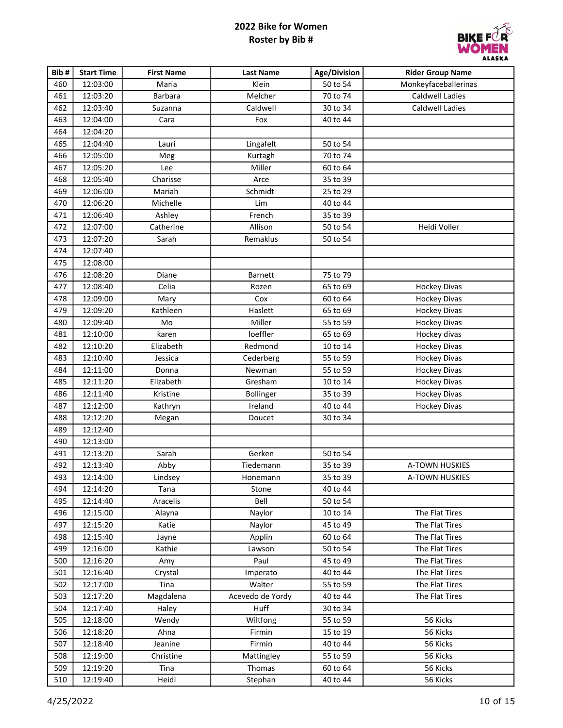# 2022 Bike for Women
## Roster by Bib #

| Bib # | Start Time | First Name | Last Name | Age/Division | Rider Group Name |
|---|---|---|---|---|---|
| 460 | 12:03:00 | Maria | Klein | 50 to 54 | Monkeyfaceballerinas |
| 461 | 12:03:20 | Barbara | Melcher | 70 to 74 | Caldwell Ladies |
| 462 | 12:03:40 | Suzanna | Caldwell | 30 to 34 | Caldwell Ladies |
| 463 | 12:04:00 | Cara | Fox | 40 to 44 | |
| 464 | 12:04:20 | | | | |
| 465 | 12:04:40 | Lauri | Lingafelt | 50 to 54 | |
| 466 | 12:05:00 | Meg | Kurtagh | 70 to 74 | |
| 467 | 12:05:20 | Lee | Miller | 60 to 64 | |
| 468 | 12:05:40 | Charisse | Arce | 35 to 39 | |
| 469 | 12:06:00 | Mariah | Schmidt | 25 to 29 | |
| 470 | 12:06:20 | Michelle | Lim | 40 to 44 | |
| 471 | 12:06:40 | Ashley | French | 35 to 39 | |
| 472 | 12:07:00 | Catherine | Allison | 50 to 54 | Heidi Voller |
| 473 | 12:07:20 | Sarah | Remaklus | 50 to 54 | |
| 474 | 12:07:40 | | | | |
| 475 | 12:08:00 | | | | |
| 476 | 12:08:20 | Diane | Barnett | 75 to 79 | |
| 477 | 12:08:40 | Celia | Rozen | 65 to 69 | Hockey Divas |
| 478 | 12:09:00 | Mary | Cox | 60 to 64 | Hockey Divas |
| 479 | 12:09:20 | Kathleen | Haslett | 65 to 69 | Hockey Divas |
| 480 | 12:09:40 | Mo | Miller | 55 to 59 | Hockey Divas |
| 481 | 12:10:00 | karen | loeffler | 65 to 69 | Hockey divas |
| 482 | 12:10:20 | Elizabeth | Redmond | 10 to 14 | Hockey Divas |
| 483 | 12:10:40 | Jessica | Cederberg | 55 to 59 | Hockey Divas |
| 484 | 12:11:00 | Donna | Newman | 55 to 59 | Hockey Divas |
| 485 | 12:11:20 | Elizabeth | Gresham | 10 to 14 | Hockey Divas |
| 486 | 12:11:40 | Kristine | Bollinger | 35 to 39 | Hockey Divas |
| 487 | 12:12:00 | Kathryn | Ireland | 40 to 44 | Hockey Divas |
| 488 | 12:12:20 | Megan | Doucet | 30 to 34 | |
| 489 | 12:12:40 | | | | |
| 490 | 12:13:00 | | | | |
| 491 | 12:13:20 | Sarah | Gerken | 50 to 54 | |
| 492 | 12:13:40 | Abby | Tiedemann | 35 to 39 | A-TOWN HUSKIES |
| 493 | 12:14:00 | Lindsey | Honemann | 35 to 39 | A-TOWN HUSKIES |
| 494 | 12:14:20 | Tana | Stone | 40 to 44 | |
| 495 | 12:14:40 | Aracelis | Bell | 50 to 54 | |
| 496 | 12:15:00 | Alayna | Naylor | 10 to 14 | The Flat Tires |
| 497 | 12:15:20 | Katie | Naylor | 45 to 49 | The Flat Tires |
| 498 | 12:15:40 | Jayne | Applin | 60 to 64 | The Flat Tires |
| 499 | 12:16:00 | Kathie | Lawson | 50 to 54 | The Flat Tires |
| 500 | 12:16:20 | Amy | Paul | 45 to 49 | The Flat Tires |
| 501 | 12:16:40 | Crystal | Imperato | 40 to 44 | The Flat Tires |
| 502 | 12:17:00 | Tina | Walter | 55 to 59 | The Flat Tires |
| 503 | 12:17:20 | Magdalena | Acevedo de Yordy | 40 to 44 | The Flat Tires |
| 504 | 12:17:40 | Haley | Huff | 30 to 34 | |
| 505 | 12:18:00 | Wendy | Wiltfong | 55 to 59 | 56 Kicks |
| 506 | 12:18:20 | Ahna | Firmin | 15 to 19 | 56 Kicks |
| 507 | 12:18:40 | Jeanine | Firmin | 40 to 44 | 56 Kicks |
| 508 | 12:19:00 | Christine | Mattingley | 55 to 59 | 56 Kicks |
| 509 | 12:19:20 | Tina | Thomas | 60 to 64 | 56 Kicks |
| 510 | 12:19:40 | Heidi | Stephan | 40 to 44 | 56 Kicks |

4/25/2022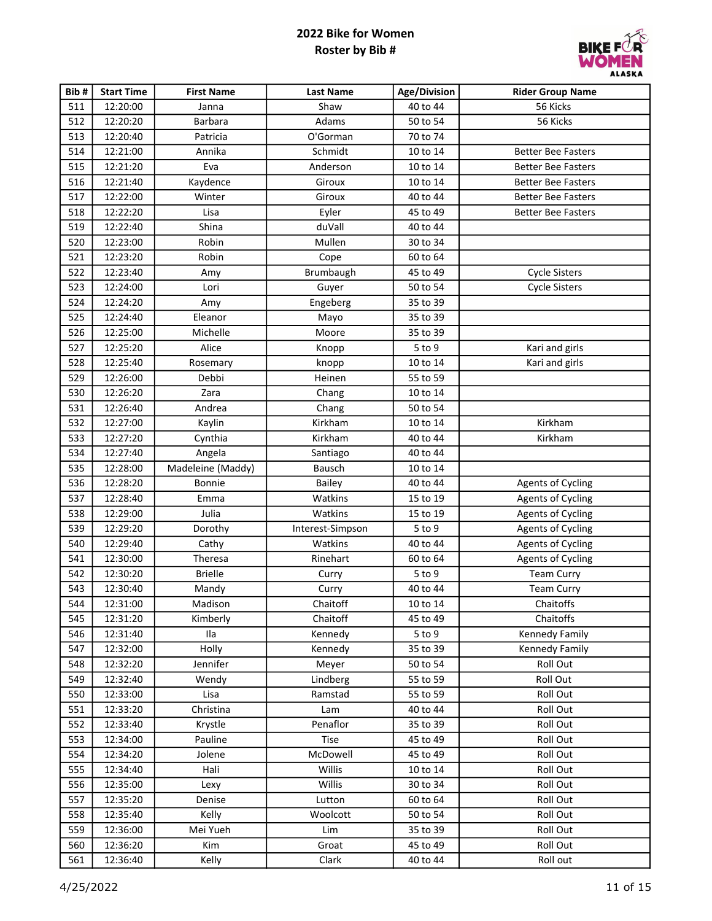# 2022 Bike for Women
## Roster by Bib #

| Bib # | Start Time | First Name | Last Name | Age/Division | Rider Group Name |
|---|---|---|---|---|---|
| 511 | 12:20:00 | Janna | Shaw | 40 to 44 | 56 Kicks |
| 512 | 12:20:20 | Barbara | Adams | 50 to 54 | 56 Kicks |
| 513 | 12:20:40 | Patricia | O'Gorman | 70 to 74 | |
| 514 | 12:21:00 | Annika | Schmidt | 10 to 14 | Better Bee Fasters |
| 515 | 12:21:20 | Eva | Anderson | 10 to 14 | Better Bee Fasters |
| 516 | 12:21:40 | Kaydence | Giroux | 10 to 14 | Better Bee Fasters |
| 517 | 12:22:00 | Winter | Giroux | 40 to 44 | Better Bee Fasters |
| 518 | 12:22:20 | Lisa | Eyler | 45 to 49 | Better Bee Fasters |
| 519 | 12:22:40 | Shina | duVall | 40 to 44 | |
| 520 | 12:23:00 | Robin | Mullen | 30 to 34 | |
| 521 | 12:23:20 | Robin | Cope | 60 to 64 | |
| 522 | 12:23:40 | Amy | Brumbaugh | 45 to 49 | Cycle Sisters |
| 523 | 12:24:00 | Lori | Guyer | 50 to 54 | Cycle Sisters |
| 524 | 12:24:20 | Amy | Engeberg | 35 to 39 | |
| 525 | 12:24:40 | Eleanor | Mayo | 35 to 39 | |
| 526 | 12:25:00 | Michelle | Moore | 35 to 39 | |
| 527 | 12:25:20 | Alice | Knopp | 5 to 9 | Kari and girls |
| 528 | 12:25:40 | Rosemary | knopp | 10 to 14 | Kari and girls |
| 529 | 12:26:00 | Debbi | Heinen | 55 to 59 | |
| 530 | 12:26:20 | Zara | Chang | 10 to 14 | |
| 531 | 12:26:40 | Andrea | Chang | 50 to 54 | |
| 532 | 12:27:00 | Kaylin | Kirkham | 10 to 14 | Kirkham |
| 533 | 12:27:20 | Cynthia | Kirkham | 40 to 44 | Kirkham |
| 534 | 12:27:40 | Angela | Santiago | 40 to 44 | |
| 535 | 12:28:00 | Madeleine (Maddy) | Bausch | 10 to 14 | |
| 536 | 12:28:20 | Bonnie | Bailey | 40 to 44 | Agents of Cycling |
| 537 | 12:28:40 | Emma | Watkins | 15 to 19 | Agents of Cycling |
| 538 | 12:29:00 | Julia | Watkins | 15 to 19 | Agents of Cycling |
| 539 | 12:29:20 | Dorothy | Interest-Simpson | 5 to 9 | Agents of Cycling |
| 540 | 12:29:40 | Cathy | Watkins | 40 to 44 | Agents of Cycling |
| 541 | 12:30:00 | Theresa | Rinehart | 60 to 64 | Agents of Cycling |
| 542 | 12:30:20 | Brielle | Curry | 5 to 9 | Team Curry |
| 543 | 12:30:40 | Mandy | Curry | 40 to 44 | Team Curry |
| 544 | 12:31:00 | Madison | Chaitoff | 10 to 14 | Chaitoffs |
| 545 | 12:31:20 | Kimberly | Chaitoff | 45 to 49 | Chaitoffs |
| 546 | 12:31:40 | Ila | Kennedy | 5 to 9 | Kennedy Family |
| 547 | 12:32:00 | Holly | Kennedy | 35 to 39 | Kennedy Family |
| 548 | 12:32:20 | Jennifer | Meyer | 50 to 54 | Roll Out |
| 549 | 12:32:40 | Wendy | Lindberg | 55 to 59 | Roll Out |
| 550 | 12:33:00 | Lisa | Ramstad | 55 to 59 | Roll Out |
| 551 | 12:33:20 | Christina | Lam | 40 to 44 | Roll Out |
| 552 | 12:33:40 | Krystle | Penaflor | 35 to 39 | Roll Out |
| 553 | 12:34:00 | Pauline | Tise | 45 to 49 | Roll Out |
| 554 | 12:34:20 | Jolene | McDowell | 45 to 49 | Roll Out |
| 555 | 12:34:40 | Hali | Willis | 10 to 14 | Roll Out |
| 556 | 12:35:00 | Lexy | Willis | 30 to 34 | Roll Out |
| 557 | 12:35:20 | Denise | Lutton | 60 to 64 | Roll Out |
| 558 | 12:35:40 | Kelly | Woolcott | 50 to 54 | Roll Out |
| 559 | 12:36:00 | Mei Yueh | Lim | 35 to 39 | Roll Out |
| 560 | 12:36:20 | Kim | Groat | 45 to 49 | Roll Out |
| 561 | 12:36:40 | Kelly | Clark | 40 to 44 | Roll out |

4/25/2022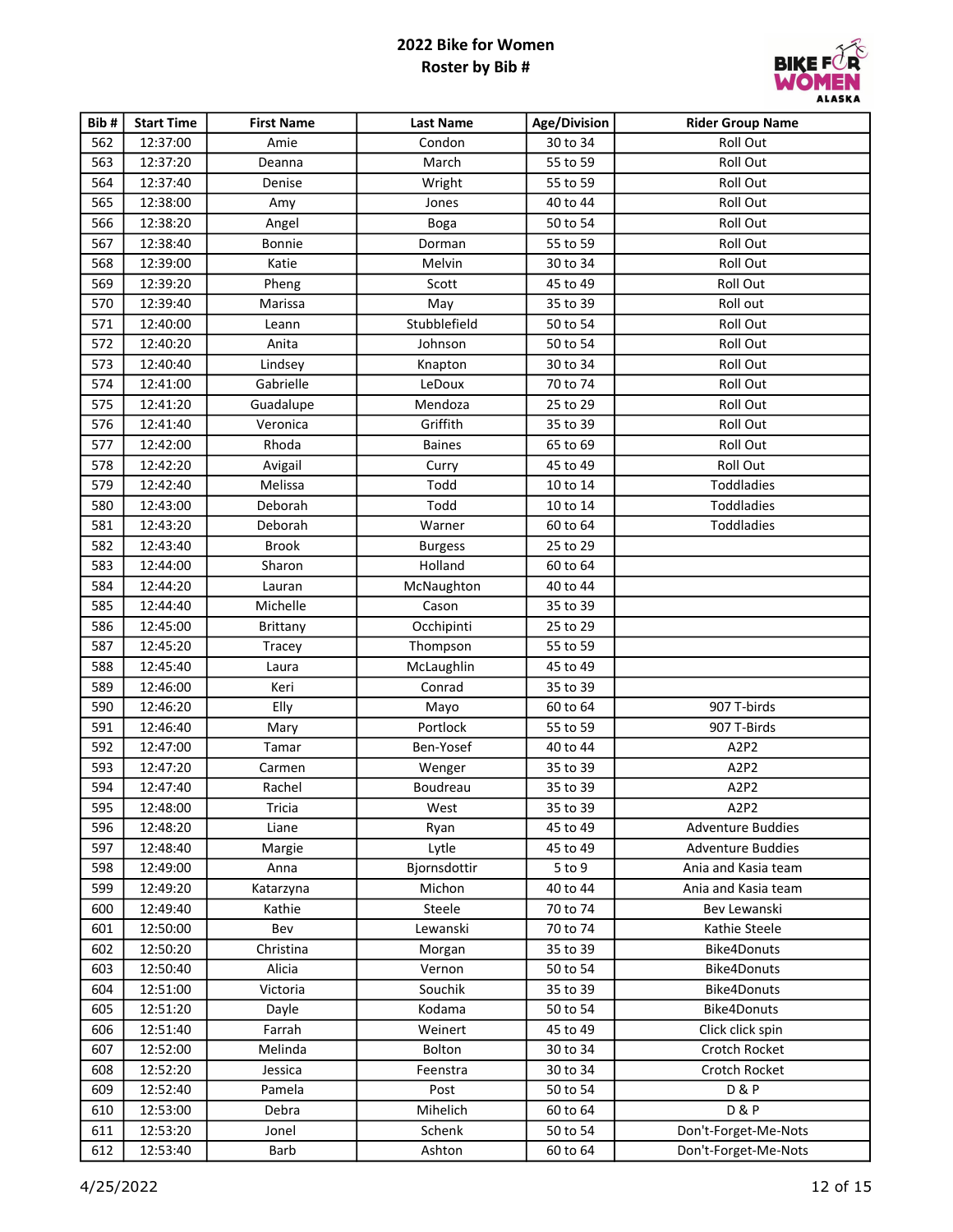# 2022 Bike for Women
## Roster by Bib #

| Bib # | Start Time | First Name | Last Name | Age/Division | Rider Group Name |
|---|---|---|---|---|---|
| 562 | 12:37:00 | Amie | Condon | 30 to 34 | Roll Out |
| 563 | 12:37:20 | Deanna | March | 55 to 59 | Roll Out |
| 564 | 12:37:40 | Denise | Wright | 55 to 59 | Roll Out |
| 565 | 12:38:00 | Amy | Jones | 40 to 44 | Roll Out |
| 566 | 12:38:20 | Angel | Boga | 50 to 54 | Roll Out |
| 567 | 12:38:40 | Bonnie | Dorman | 55 to 59 | Roll Out |
| 568 | 12:39:00 | Katie | Melvin | 30 to 34 | Roll Out |
| 569 | 12:39:20 | Pheng | Scott | 45 to 49 | Roll Out |
| 570 | 12:39:40 | Marissa | May | 35 to 39 | Roll out |
| 571 | 12:40:00 | Leann | Stubblefield | 50 to 54 | Roll Out |
| 572 | 12:40:20 | Anita | Johnson | 50 to 54 | Roll Out |
| 573 | 12:40:40 | Lindsey | Knapton | 30 to 34 | Roll Out |
| 574 | 12:41:00 | Gabrielle | LeDoux | 70 to 74 | Roll Out |
| 575 | 12:41:20 | Guadalupe | Mendoza | 25 to 29 | Roll Out |
| 576 | 12:41:40 | Veronica | Griffith | 35 to 39 | Roll Out |
| 577 | 12:42:00 | Rhoda | Baines | 65 to 69 | Roll Out |
| 578 | 12:42:20 | Avigail | Curry | 45 to 49 | Roll Out |
| 579 | 12:42:40 | Melissa | Todd | 10 to 14 | Toddladies |
| 580 | 12:43:00 | Deborah | Todd | 10 to 14 | Toddladies |
| 581 | 12:43:20 | Deborah | Warner | 60 to 64 | Toddladies |
| 582 | 12:43:40 | Brook | Burgess | 25 to 29 | |
| 583 | 12:44:00 | Sharon | Holland | 60 to 64 | |
| 584 | 12:44:20 | Lauran | McNaughton | 40 to 44 | |
| 585 | 12:44:40 | Michelle | Cason | 35 to 39 | |
| 586 | 12:45:00 | Brittany | Occhipinti | 25 to 29 | |
| 587 | 12:45:20 | Tracey | Thompson | 55 to 59 | |
| 588 | 12:45:40 | Laura | McLaughlin | 45 to 49 | |
| 589 | 12:46:00 | Keri | Conrad | 35 to 39 | |
| 590 | 12:46:20 | Elly | Mayo | 60 to 64 | 907 T-birds |
| 591 | 12:46:40 | Mary | Portlock | 55 to 59 | 907 T-Birds |
| 592 | 12:47:00 | Tamar | Ben-Yosef | 40 to 44 | A2P2 |
| 593 | 12:47:20 | Carmen | Wenger | 35 to 39 | A2P2 |
| 594 | 12:47:40 | Rachel | Boudreau | 35 to 39 | A2P2 |
| 595 | 12:48:00 | Tricia | West | 35 to 39 | A2P2 |
| 596 | 12:48:20 | Liane | Ryan | 45 to 49 | Adventure Buddies |
| 597 | 12:48:40 | Margie | Lytle | 45 to 49 | Adventure Buddies |
| 598 | 12:49:00 | Anna | Bjornsdottir | 5 to 9 | Ania and Kasia team |
| 599 | 12:49:20 | Katarzyna | Michon | 40 to 44 | Ania and Kasia team |
| 600 | 12:49:40 | Kathie | Steele | 70 to 74 | Bev Lewanski |
| 601 | 12:50:00 | Bev | Lewanski | 70 to 74 | Kathie Steele |
| 602 | 12:50:20 | Christina | Morgan | 35 to 39 | Bike4Donuts |
| 603 | 12:50:40 | Alicia | Vernon | 50 to 54 | Bike4Donuts |
| 604 | 12:51:00 | Victoria | Souchik | 35 to 39 | Bike4Donuts |
| 605 | 12:51:20 | Dayle | Kodama | 50 to 54 | Bike4Donuts |
| 606 | 12:51:40 | Farrah | Weinert | 45 to 49 | Click click spin |
| 607 | 12:52:00 | Melinda | Bolton | 30 to 34 | Crotch Rocket |
| 608 | 12:52:20 | Jessica | Feenstra | 30 to 34 | Crotch Rocket |
| 609 | 12:52:40 | Pamela | Post | 50 to 54 | D & P |
| 610 | 12:53:00 | Debra | Mihelich | 60 to 64 | D & P |
| 611 | 12:53:20 | Jonel | Schenk | 50 to 54 | Don't-Forget-Me-Nots |
| 612 | 12:53:40 | Barb | Ashton | 60 to 64 | Don't-Forget-Me-Nots |

4/25/2022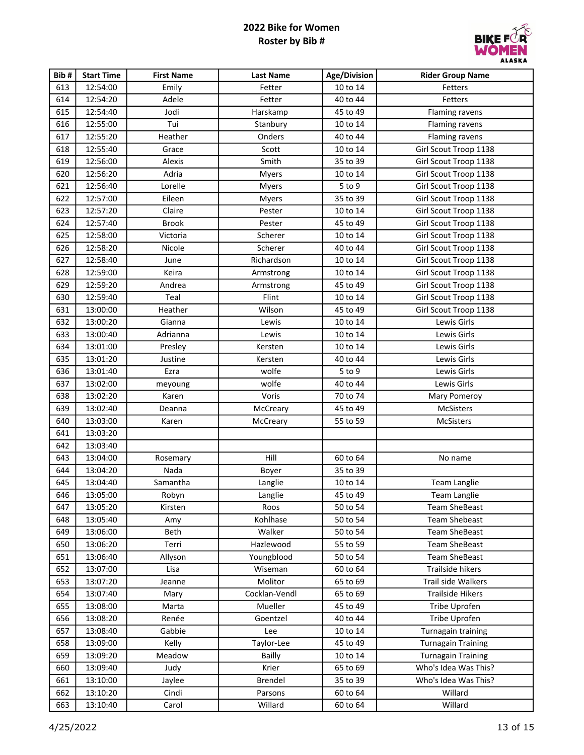# 2022 Bike for Women
## Roster by Bib #

| Bib # | Start Time | First Name | Last Name | Age/Division | Rider Group Name |
|---|---|---|---|---|---|
| 613 | 12:54:00 | Emily | Fetter | 10 to 14 | Fetters |
| 614 | 12:54:20 | Adele | Fetter | 40 to 44 | Fetters |
| 615 | 12:54:40 | Jodi | Harskamp | 45 to 49 | Flaming ravens |
| 616 | 12:55:00 | Tui | Stanbury | 10 to 14 | Flaming ravens |
| 617 | 12:55:20 | Heather | Onders | 40 to 44 | Flaming ravens |
| 618 | 12:55:40 | Grace | Scott | 10 to 14 | Girl Scout Troop 1138 |
| 619 | 12:56:00 | Alexis | Smith | 35 to 39 | Girl Scout Troop 1138 |
| 620 | 12:56:20 | Adria | Myers | 10 to 14 | Girl Scout Troop 1138 |
| 621 | 12:56:40 | Lorelle | Myers | 5 to 9 | Girl Scout Troop 1138 |
| 622 | 12:57:00 | Eileen | Myers | 35 to 39 | Girl Scout Troop 1138 |
| 623 | 12:57:20 | Claire | Pester | 10 to 14 | Girl Scout Troop 1138 |
| 624 | 12:57:40 | Brook | Pester | 45 to 49 | Girl Scout Troop 1138 |
| 625 | 12:58:00 | Victoria | Scherer | 10 to 14 | Girl Scout Troop 1138 |
| 626 | 12:58:20 | Nicole | Scherer | 40 to 44 | Girl Scout Troop 1138 |
| 627 | 12:58:40 | June | Richardson | 10 to 14 | Girl Scout Troop 1138 |
| 628 | 12:59:00 | Keira | Armstrong | 10 to 14 | Girl Scout Troop 1138 |
| 629 | 12:59:20 | Andrea | Armstrong | 45 to 49 | Girl Scout Troop 1138 |
| 630 | 12:59:40 | Teal | Flint | 10 to 14 | Girl Scout Troop 1138 |
| 631 | 13:00:00 | Heather | Wilson | 45 to 49 | Girl Scout Troop 1138 |
| 632 | 13:00:20 | Gianna | Lewis | 10 to 14 | Lewis Girls |
| 633 | 13:00:40 | Adrianna | Lewis | 10 to 14 | Lewis Girls |
| 634 | 13:01:00 | Presley | Kersten | 10 to 14 | Lewis Girls |
| 635 | 13:01:20 | Justine | Kersten | 40 to 44 | Lewis Girls |
| 636 | 13:01:40 | Ezra | wolfe | 5 to 9 | Lewis Girls |
| 637 | 13:02:00 | meyoung | wolfe | 40 to 44 | Lewis Girls |
| 638 | 13:02:20 | Karen | Voris | 70 to 74 | Mary Pomeroy |
| 639 | 13:02:40 | Deanna | McCreary | 45 to 49 | McSisters |
| 640 | 13:03:00 | Karen | McCreary | 55 to 59 | McSisters |
| 641 | 13:03:20 | | | | |
| 642 | 13:03:40 | | | | |
| 643 | 13:04:00 | Rosemary | Hill | 60 to 64 | No name |
| 644 | 13:04:20 | Nada | Boyer | 35 to 39 | |
| 645 | 13:04:40 | Samantha | Langlie | 10 to 14 | Team Langlie |
| 646 | 13:05:00 | Robyn | Langlie | 45 to 49 | Team Langlie |
| 647 | 13:05:20 | Kirsten | Roos | 50 to 54 | Team SheBeast |
| 648 | 13:05:40 | Amy | Kohlhase | 50 to 54 | Team Shebeast |
| 649 | 13:06:00 | Beth | Walker | 50 to 54 | Team SheBeast |
| 650 | 13:06:20 | Terri | Hazlewood | 55 to 59 | Team SheBeast |
| 651 | 13:06:40 | Allyson | Youngblood | 50 to 54 | Team SheBeast |
| 652 | 13:07:00 | Lisa | Wiseman | 60 to 64 | Trailside hikers |
| 653 | 13:07:20 | Jeanne | Molitor | 65 to 69 | Trail side Walkers |
| 654 | 13:07:40 | Mary | Cocklan-Vendl | 65 to 69 | Trailside Hikers |
| 655 | 13:08:00 | Marta | Mueller | 45 to 49 | Tribe Uprofen |
| 656 | 13:08:20 | Renée | Goentzel | 40 to 44 | Tribe Uprofen |
| 657 | 13:08:40 | Gabbie | Lee | 10 to 14 | Turnagain training |
| 658 | 13:09:00 | Kelly | Taylor-Lee | 45 to 49 | Turnagain Training |
| 659 | 13:09:20 | Meadow | Bailly | 10 to 14 | Turnagain Training |
| 660 | 13:09:40 | Judy | Krier | 65 to 69 | Who's Idea Was This? |
| 661 | 13:10:00 | Jaylee | Brendel | 35 to 39 | Who's Idea Was This? |
| 662 | 13:10:20 | Cindi | Parsons | 60 to 64 | Willard |
| 663 | 13:10:40 | Carol | Willard | 60 to 64 | Willard |

4/25/2022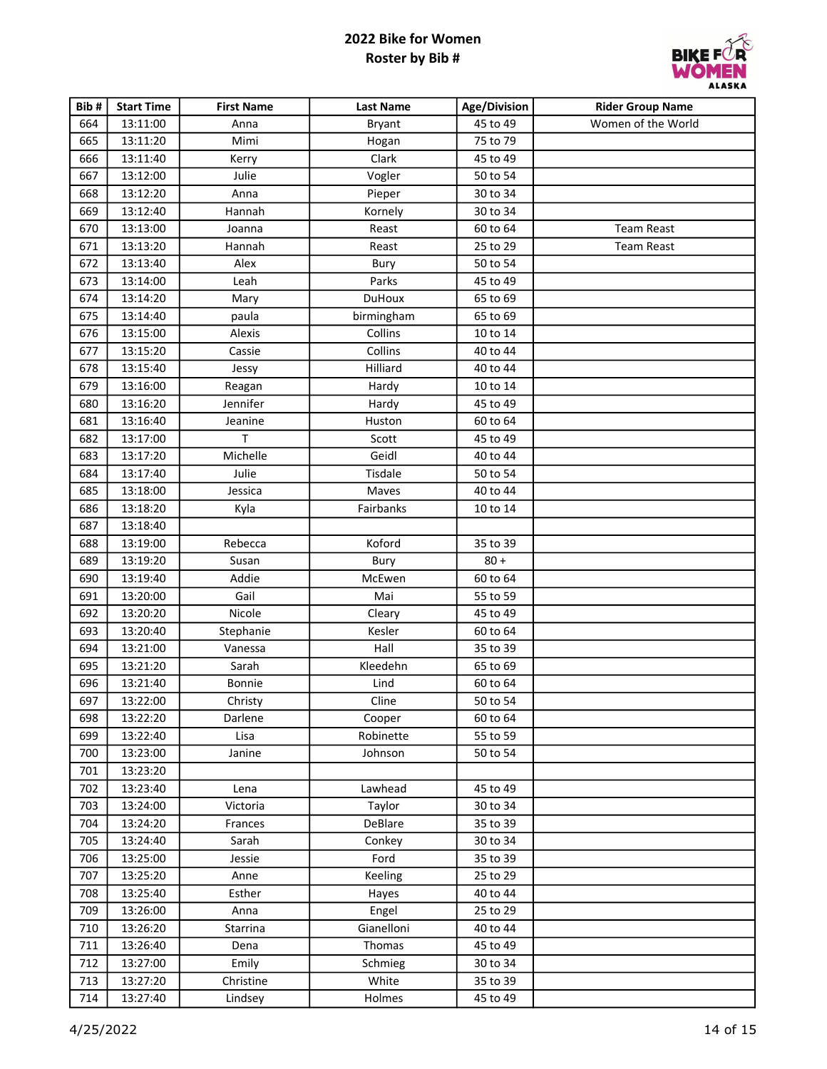# 2022 Bike for Women
## Roster by Bib #

| Bib # | Start Time | First Name | Last Name | Age/Division | Rider Group Name |
|---|---|---|---|---|---|
| 664 | 13:11:00 | Anna | Bryant | 45 to 49 | Women of the World |
| 665 | 13:11:20 | Mimi | Hogan | 75 to 79 | |
| 666 | 13:11:40 | Kerry | Clark | 45 to 49 | |
| 667 | 13:12:00 | Julie | Vogler | 50 to 54 | |
| 668 | 13:12:20 | Anna | Pieper | 30 to 34 | |
| 669 | 13:12:40 | Hannah | Kornely | 30 to 34 | |
| 670 | 13:13:00 | Joanna | Reast | 60 to 64 | Team Reast |
| 671 | 13:13:20 | Hannah | Reast | 25 to 29 | Team Reast |
| 672 | 13:13:40 | Alex | Bury | 50 to 54 | |
| 673 | 13:14:00 | Leah | Parks | 45 to 49 | |
| 674 | 13:14:20 | Mary | DuHoux | 65 to 69 | |
| 675 | 13:14:40 | paula | birmingham | 65 to 69 | |
| 676 | 13:15:00 | Alexis | Collins | 10 to 14 | |
| 677 | 13:15:20 | Cassie | Collins | 40 to 44 | |
| 678 | 13:15:40 | Jessy | Hilliard | 40 to 44 | |
| 679 | 13:16:00 | Reagan | Hardy | 10 to 14 | |
| 680 | 13:16:20 | Jennifer | Hardy | 45 to 49 | |
| 681 | 13:16:40 | Jeanine | Huston | 60 to 64 | |
| 682 | 13:17:00 | T | Scott | 45 to 49 | |
| 683 | 13:17:20 | Michelle | Geidl | 40 to 44 | |
| 684 | 13:17:40 | Julie | Tisdale | 50 to 54 | |
| 685 | 13:18:00 | Jessica | Maves | 40 to 44 | |
| 686 | 13:18:20 | Kyla | Fairbanks | 10 to 14 | |
| 687 | 13:18:40 | | | | |
| 688 | 13:19:00 | Rebecca | Koford | 35 to 39 | |
| 689 | 13:19:20 | Susan | Bury | 80 + | |
| 690 | 13:19:40 | Addie | McEwen | 60 to 64 | |
| 691 | 13:20:00 | Gail | Mai | 55 to 59 | |
| 692 | 13:20:20 | Nicole | Cleary | 45 to 49 | |
| 693 | 13:20:40 | Stephanie | Kesler | 60 to 64 | |
| 694 | 13:21:00 | Vanessa | Hall | 35 to 39 | |
| 695 | 13:21:20 | Sarah | Kleedehn | 65 to 69 | |
| 696 | 13:21:40 | Bonnie | Lind | 60 to 64 | |
| 697 | 13:22:00 | Christy | Cline | 50 to 54 | |
| 698 | 13:22:20 | Darlene | Cooper | 60 to 64 | |
| 699 | 13:22:40 | Lisa | Robinette | 55 to 59 | |
| 700 | 13:23:00 | Janine | Johnson | 50 to 54 | |
| 701 | 13:23:20 | | | | |
| 702 | 13:23:40 | Lena | Lawhead | 45 to 49 | |
| 703 | 13:24:00 | Victoria | Taylor | 30 to 34 | |
| 704 | 13:24:20 | Frances | DeBlare | 35 to 39 | |
| 705 | 13:24:40 | Sarah | Conkey | 30 to 34 | |
| 706 | 13:25:00 | Jessie | Ford | 35 to 39 | |
| 707 | 13:25:20 | Anne | Keeling | 25 to 29 | |
| 708 | 13:25:40 | Esther | Hayes | 40 to 44 | |
| 709 | 13:26:00 | Anna | Engel | 25 to 29 | |
| 710 | 13:26:20 | Starrina | Gianelloni | 40 to 44 | |
| 711 | 13:26:40 | Dena | Thomas | 45 to 49 | |
| 712 | 13:27:00 | Emily | Schmieg | 30 to 34 | |
| 713 | 13:27:20 | Christine | White | 35 to 39 | |
| 714 | 13:27:40 | Lindsey | Holmes | 45 to 49 | |

4/25/2022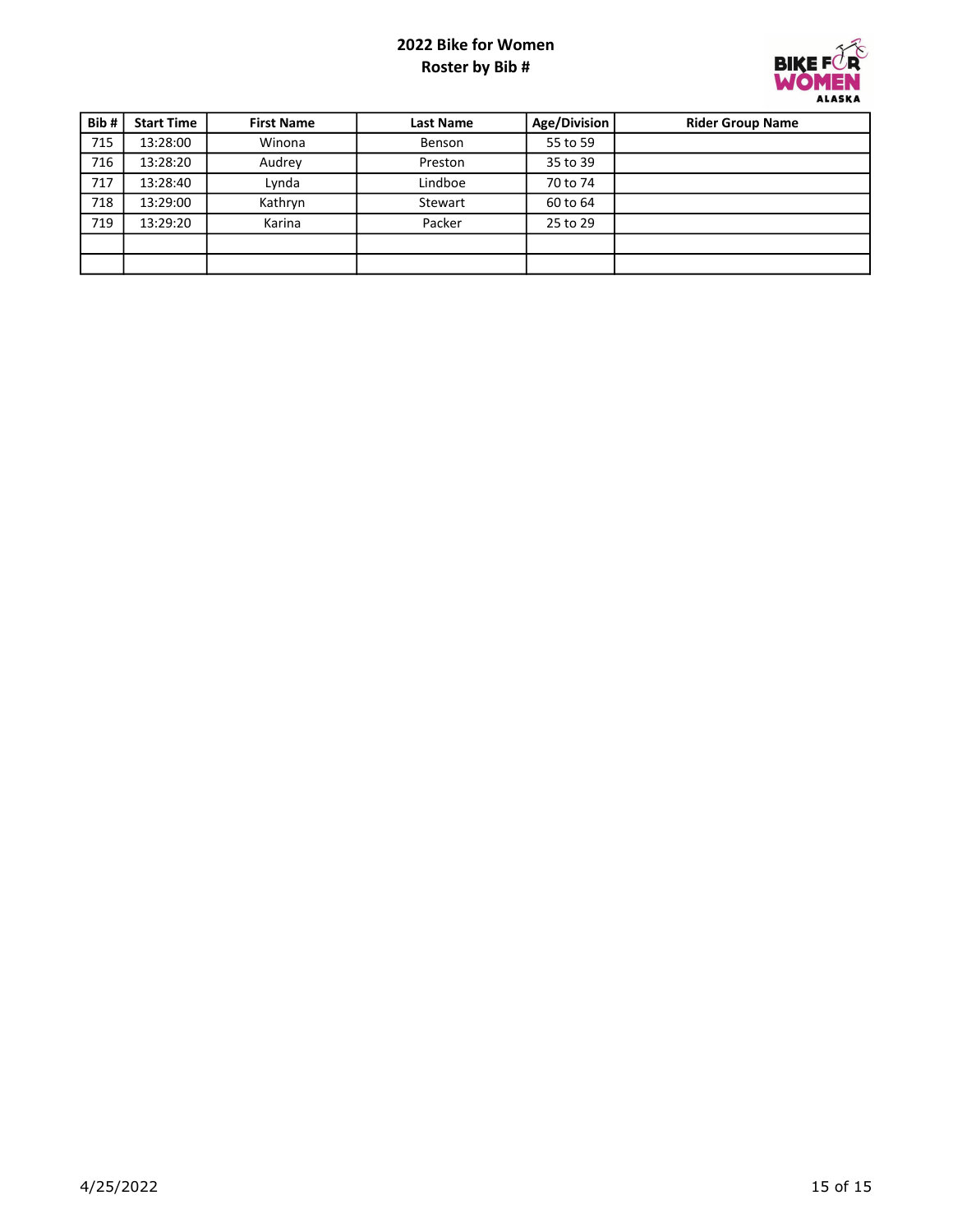# 2022 Bike for Women
## Roster by Bib #

| Bib # | Start Time | First Name | Last Name | Age/Division | Rider Group Name |
|---|---|---|---|---|---|
| 715 | 13:28:00 | Winona | Benson | 55 to 59 | |
| 716 | 13:28:20 | Audrey | Preston | 35 to 39 | |
| 717 | 13:28:40 | Lynda | Lindboe | 70 to 74 | |
| 718 | 13:29:00 | Kathryn | Stewart | 60 to 64 | |
| 719 | 13:29:20 | Karina | Packer | 25 to 29 | |
| | | | | | |
| | | | | | |

4/25/2022